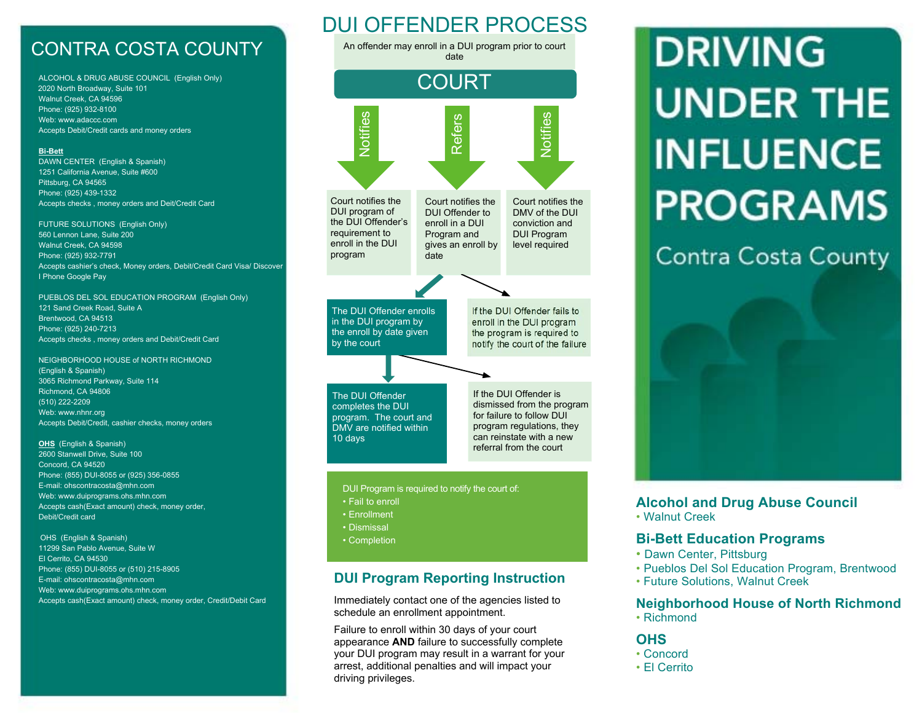# CONTRA COSTA COUNTY

ALCOHOL & DRUG ABUSE COUNCIL (English Only)
2020 North Broadway, Suite 101
Walnut Creek, CA 94596
Phone: (925) 932-8100
Web: www.adaccc.com
Accepts Debit/Credit cards and money orders

**Bi-Bett**
DAWN CENTER (English & Spanish)
1251 California Avenue, Suite #600
Pittsburg, CA 94565
Phone: (925) 439-1332
Accepts checks , money orders and Deit/Credit Card

FUTURE SOLUTIONS (English Only)
560 Lennon Lane, Suite 200
Walnut Creek, CA 94598
Phone: (925) 932-7791
Accepts cashier's check, Money orders, Debit/Credit Card Visa/ Discover I Phone Google Pay

PUEBLOS DEL SOL EDUCATION PROGRAM (English Only)
121 Sand Creek Road, Suite A
Brentwood, CA 94513
Phone: (925) 240-7213
Accepts checks , money orders and Debit/Credit Card

NEIGHBORHOOD HOUSE of NORTH RICHMOND
(English & Spanish)
3065 Richmond Parkway, Suite 114
Richmond, CA 94806
(510) 222-2209
Web: www.nhnr.org
Accepts Debit/Credit, cashier checks, money orders

**OHS** (English & Spanish)
2600 Stanwell Drive, Suite 100
Concord, CA 94520
Phone: (855) DUI-8055 or (925) 356-0855
E-mail: ohscontracosta@mhn.com
Web: www.duiprograms.ohs.mhn.com
Accepts cash(Exact amount) check, money order, Debit/Credit card

OHS (English & Spanish)
11299 San Pablo Avenue, Suite W
El Cerrito, CA 94530
Phone: (855) DUI-8055 or (510) 215-8905
E-mail: ohscontracosta@mhn.com
Web: www.duiprograms.ohs.mhn.com
Accepts cash(Exact amount) check, money order, Credit/Debit Card

# DUI OFFENDER PROCESS

An offender may enroll in a DUI program prior to court date

## COURT

- **Notifies:** Court notifies the DUI program of the DUI Offender's requirement to enroll in the DUI program
- **Refers:** Court notifies the DUI Offender to enroll in a DUI Program and gives an enroll by date
- **Notifies:** Court notifies the DMV of the DUI conviction and DUI Program level required

The DUI Offender enrolls in the DUI program by date given by the court

If the DUI Offender fails to enroll in the DUI program the program is required to notify the court of the failure

The DUI Offender completes the DUI program. The court and DMV are notified within 10 days

If the DUI Offender is dismissed from the program for failure to follow DUI program regulations, they can reinstate with a new referral from the court

DUI Program is required to notify the court of:
- Fail to enroll
- Enrollment
- Dismissal
- Completion

## DUI Program Reporting Instruction

Immediately contact one of the agencies listed to schedule an enrollment appointment.

Failure to enroll within 30 days of your court appearance **AND** failure to successfully complete your DUI program may result in a warrant for your arrest, additional penalties and will impact your driving privileges.

# DRIVING UNDER THE INFLUENCE PROGRAMS

Contra Costa County

### Alcohol and Drug Abuse Council
- Walnut Creek

### Bi-Bett Education Programs
- Dawn Center, Pittsburg
- Pueblos Del Sol Education Program, Brentwood
- Future Solutions, Walnut Creek

### Neighborhood House of North Richmond
- Richmond

### OHS
- Concord
- El Cerrito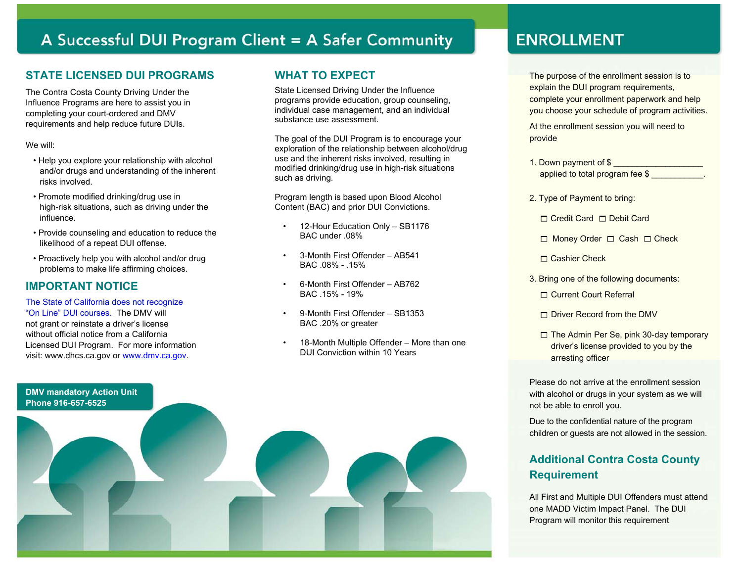# A Successful DUI Program Client = A Safer Community

## STATE LICENSED DUI PROGRAMS

The Contra Costa County Driving Under the Influence Programs are here to assist you in completing your court-ordered and DMV requirements and help reduce future DUIs.

We will:

- Help you explore your relationship with alcohol and/or drugs and understanding of the inherent risks involved.
- Promote modified drinking/drug use in high-risk situations, such as driving under the influence.
- Provide counseling and education to reduce the likelihood of a repeat DUI offense.
- Proactively help you with alcohol and/or drug problems to make life affirming choices.

## IMPORTANT NOTICE

The State of California does not recognize "On Line" DUI courses. The DMV will not grant or reinstate a driver's license without official notice from a California Licensed DUI Program. For more information visit: www.dhcs.ca.gov or www.dmv.ca.gov.

**DMV mandatory Action Unit**
**Phone 916-657-6525**

## WHAT TO EXPECT

State Licensed Driving Under the Influence programs provide education, group counseling, individual case management, and an individual substance use assessment.

The goal of the DUI Program is to encourage your exploration of the relationship between alcohol/drug use and the inherent risks involved, resulting in modified drinking/drug use in high-risk situations such as driving.

Program length is based upon Blood Alcohol Content (BAC) and prior DUI Convictions.

- 12-Hour Education Only – SB1176
  BAC under .08%
- 3-Month First Offender – AB541
  BAC .08% - .15%
- 6-Month First Offender – AB762
  BAC .15% - 19%
- 9-Month First Offender – SB1353
  BAC .20% or greater
- 18-Month Multiple Offender – More than one DUI Conviction within 10 Years

# ENROLLMENT

The purpose of the enrollment session is to explain the DUI program requirements, complete your enrollment paperwork and help you choose your schedule of program activities.

At the enrollment session you will need to provide

1. Down payment of $ ___________________
   applied to total program fee $ ___________.
2. Type of Payment to bring:
   - ☐ Credit Card ☐ Debit Card
   - ☐ Money Order ☐ Cash ☐ Check
   - ☐ Cashier Check
3. Bring one of the following documents:
   - ☐ Current Court Referral
   - ☐ Driver Record from the DMV
   - ☐ The Admin Per Se, pink 30-day temporary driver's license provided to you by the arresting officer

Please do not arrive at the enrollment session with alcohol or drugs in your system as we will not be able to enroll you.

Due to the confidential nature of the program children or guests are not allowed in the session.

## Additional Contra Costa County Requirement

All First and Multiple DUI Offenders must attend one MADD Victim Impact Panel. The DUI Program will monitor this requirement